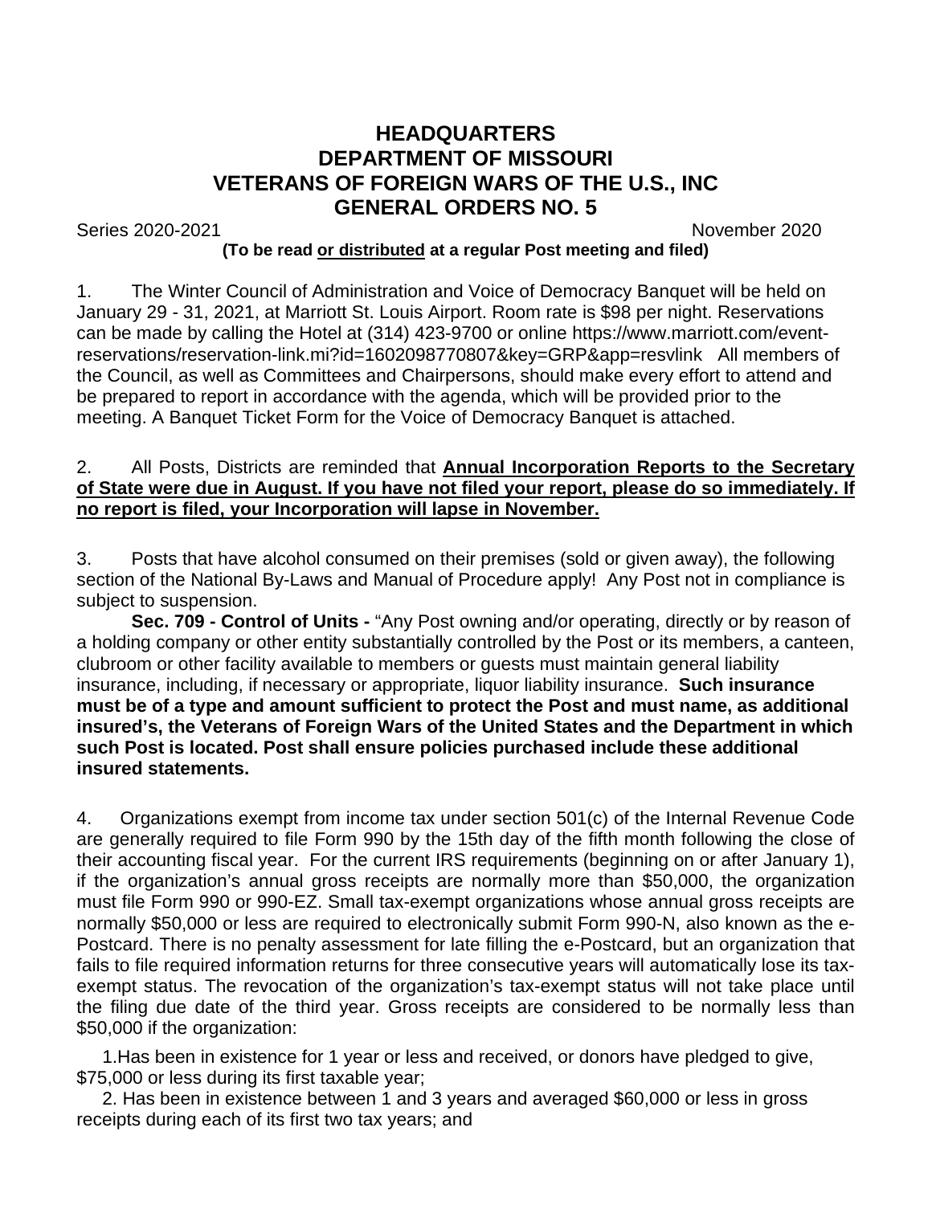# HEADQUARTERS
# DEPARTMENT OF MISSOURI
# VETERANS OF FOREIGN WARS OF THE U.S., INC
# GENERAL ORDERS NO. 5

Series 2020-2021 November 2020

**(To be read or distributed at a regular Post meeting and filed)**

1. The Winter Council of Administration and Voice of Democracy Banquet will be held on January 29 - 31, 2021, at Marriott St. Louis Airport. Room rate is $98 per night. Reservations can be made by calling the Hotel at (314) 423-9700 or online https://www.marriott.com/event-reservations/reservation-link.mi?id=1602098770807&key=GRP&app=resvlink All members of the Council, as well as Committees and Chairpersons, should make every effort to attend and be prepared to report in accordance with the agenda, which will be provided prior to the meeting. A Banquet Ticket Form for the Voice of Democracy Banquet is attached.

2. All Posts, Districts are reminded that **Annual Incorporation Reports to the Secretary of State were due in August. If you have not filed your report, please do so immediately. If no report is filed, your Incorporation will lapse in November.**

3. Posts that have alcohol consumed on their premises (sold or given away), the following section of the National By-Laws and Manual of Procedure apply! Any Post not in compliance is subject to suspension.

**Sec. 709 - Control of Units -** "Any Post owning and/or operating, directly or by reason of a holding company or other entity substantially controlled by the Post or its members, a canteen, clubroom or other facility available to members or guests must maintain general liability insurance, including, if necessary or appropriate, liquor liability insurance. **Such insurance must be of a type and amount sufficient to protect the Post and must name, as additional insured's, the Veterans of Foreign Wars of the United States and the Department in which such Post is located. Post shall ensure policies purchased include these additional insured statements.**

4. Organizations exempt from income tax under section 501(c) of the Internal Revenue Code are generally required to file Form 990 by the 15th day of the fifth month following the close of their accounting fiscal year. For the current IRS requirements (beginning on or after January 1), if the organization's annual gross receipts are normally more than $50,000, the organization must file Form 990 or 990-EZ. Small tax-exempt organizations whose annual gross receipts are normally $50,000 or less are required to electronically submit Form 990-N, also known as the e-Postcard. There is no penalty assessment for late filling the e-Postcard, but an organization that fails to file required information returns for three consecutive years will automatically lose its tax-exempt status. The revocation of the organization's tax-exempt status will not take place until the filing due date of the third year. Gross receipts are considered to be normally less than $50,000 if the organization:

1. Has been in existence for 1 year or less and received, or donors have pledged to give, $75,000 or less during its first taxable year;
2. Has been in existence between 1 and 3 years and averaged $60,000 or less in gross receipts during each of its first two tax years; and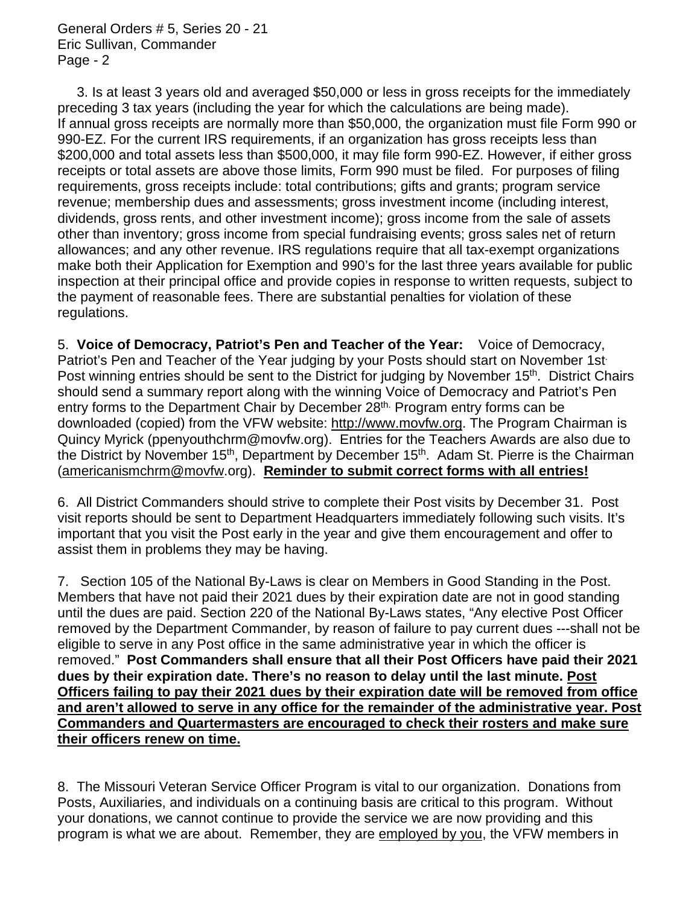3. Is at least 3 years old and averaged $50,000 or less in gross receipts for the immediately preceding 3 tax years (including the year for which the calculations are being made). If annual gross receipts are normally more than $50,000, the organization must file Form 990 or 990-EZ. For the current IRS requirements, if an organization has gross receipts less than $200,000 and total assets less than $500,000, it may file form 990-EZ. However, if either gross receipts or total assets are above those limits, Form 990 must be filed. For purposes of filing requirements, gross receipts include: total contributions; gifts and grants; program service revenue; membership dues and assessments; gross investment income (including interest, dividends, gross rents, and other investment income); gross income from the sale of assets other than inventory; gross income from special fundraising events; gross sales net of return allowances; and any other revenue. IRS regulations require that all tax-exempt organizations make both their Application for Exemption and 990's for the last three years available for public inspection at their principal office and provide copies in response to written requests, subject to the payment of reasonable fees. There are substantial penalties for violation of these regulations.

5. **Voice of Democracy, Patriot's Pen and Teacher of the Year:** Voice of Democracy, Patriot's Pen and Teacher of the Year judging by your Posts should start on November 1st. Post winning entries should be sent to the District for judging by November 15th. District Chairs should send a summary report along with the winning Voice of Democracy and Patriot's Pen entry forms to the Department Chair by December 28th. Program entry forms can be downloaded (copied) from the VFW website: http://www.movfw.org. The Program Chairman is Quincy Myrick (ppenyouthchrm@movfw.org). Entries for the Teachers Awards are also due to the District by November 15th, Department by December 15th. Adam St. Pierre is the Chairman (americanismchrm@movfw.org). **Reminder to submit correct forms with all entries!**

6. All District Commanders should strive to complete their Post visits by December 31. Post visit reports should be sent to Department Headquarters immediately following such visits. It's important that you visit the Post early in the year and give them encouragement and offer to assist them in problems they may be having.

7. Section 105 of the National By-Laws is clear on Members in Good Standing in the Post. Members that have not paid their 2021 dues by their expiration date are not in good standing until the dues are paid. Section 220 of the National By-Laws states, "Any elective Post Officer removed by the Department Commander, by reason of failure to pay current dues ---shall not be eligible to serve in any Post office in the same administrative year in which the officer is removed." **Post Commanders shall ensure that all their Post Officers have paid their 2021 dues by their expiration date. There's no reason to delay until the last minute. Post Officers failing to pay their 2021 dues by their expiration date will be removed from office and aren't allowed to serve in any office for the remainder of the administrative year. Post Commanders and Quartermasters are encouraged to check their rosters and make sure their officers renew on time.**

8. The Missouri Veteran Service Officer Program is vital to our organization. Donations from Posts, Auxiliaries, and individuals on a continuing basis are critical to this program. Without your donations, we cannot continue to provide the service we are now providing and this program is what we are about. Remember, they are employed by you, the VFW members in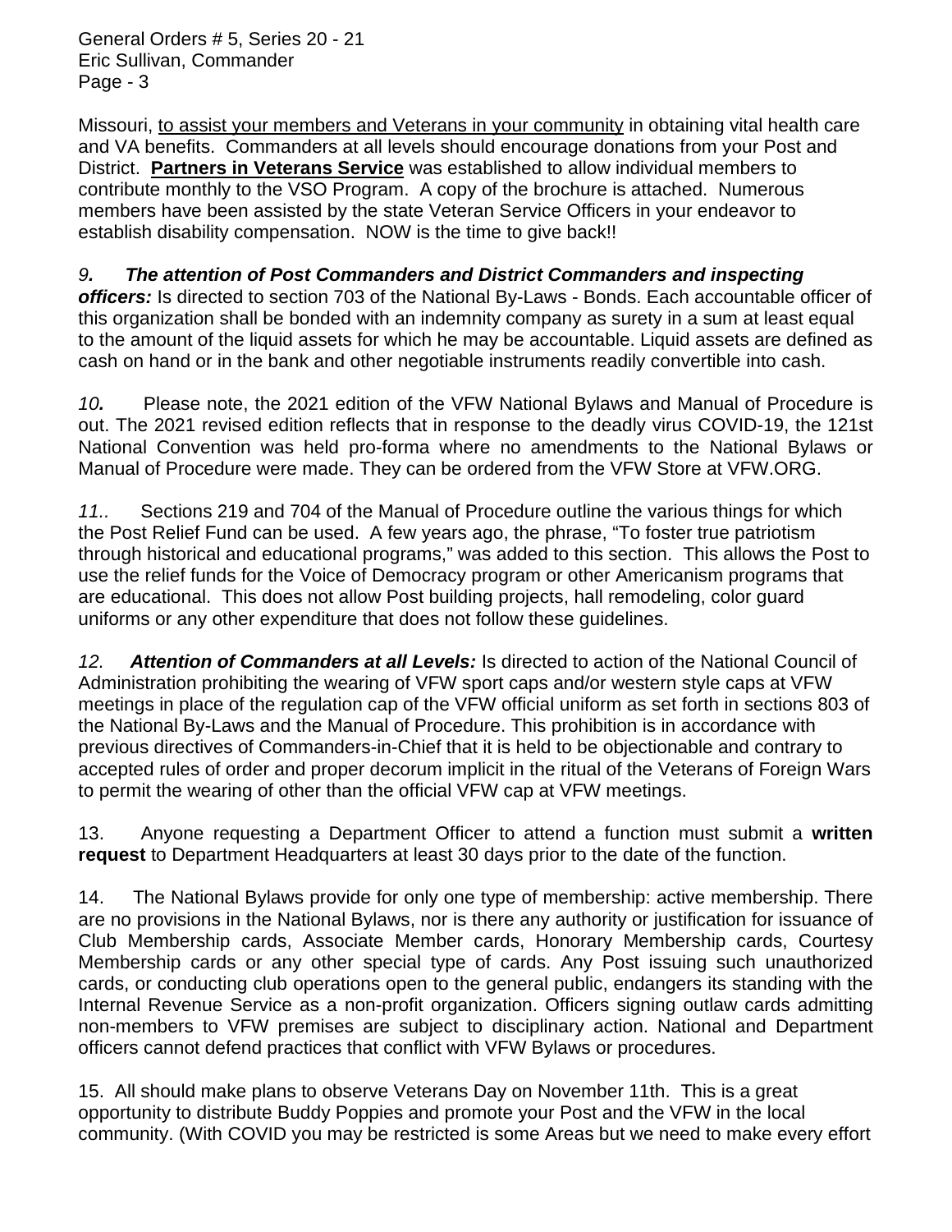Missouri, to assist your members and Veterans in your community in obtaining vital health care and VA benefits. Commanders at all levels should encourage donations from your Post and District. **Partners in Veterans Service** was established to allow individual members to contribute monthly to the VSO Program. A copy of the brochure is attached. Numerous members have been assisted by the state Veteran Service Officers in your endeavor to establish disability compensation. NOW is the time to give back!!

*9.* ***The attention of Post Commanders and District Commanders and inspecting officers:*** Is directed to section 703 of the National By-Laws - Bonds. Each accountable officer of this organization shall be bonded with an indemnity company as surety in a sum at least equal to the amount of the liquid assets for which he may be accountable. Liquid assets are defined as cash on hand or in the bank and other negotiable instruments readily convertible into cash.

*10.* Please note, the 2021 edition of the VFW National Bylaws and Manual of Procedure is out. The 2021 revised edition reflects that in response to the deadly virus COVID-19, the 121st National Convention was held pro-forma where no amendments to the National Bylaws or Manual of Procedure were made. They can be ordered from the VFW Store at VFW.ORG.

*11..* Sections 219 and 704 of the Manual of Procedure outline the various things for which the Post Relief Fund can be used. A few years ago, the phrase, "To foster true patriotism through historical and educational programs," was added to this section. This allows the Post to use the relief funds for the Voice of Democracy program or other Americanism programs that are educational. This does not allow Post building projects, hall remodeling, color guard uniforms or any other expenditure that does not follow these guidelines.

*12.* ***Attention of Commanders at all Levels:*** Is directed to action of the National Council of Administration prohibiting the wearing of VFW sport caps and/or western style caps at VFW meetings in place of the regulation cap of the VFW official uniform as set forth in sections 803 of the National By-Laws and the Manual of Procedure. This prohibition is in accordance with previous directives of Commanders-in-Chief that it is held to be objectionable and contrary to accepted rules of order and proper decorum implicit in the ritual of the Veterans of Foreign Wars to permit the wearing of other than the official VFW cap at VFW meetings.

13. Anyone requesting a Department Officer to attend a function must submit a **written request** to Department Headquarters at least 30 days prior to the date of the function.

14. The National Bylaws provide for only one type of membership: active membership. There are no provisions in the National Bylaws, nor is there any authority or justification for issuance of Club Membership cards, Associate Member cards, Honorary Membership cards, Courtesy Membership cards or any other special type of cards. Any Post issuing such unauthorized cards, or conducting club operations open to the general public, endangers its standing with the Internal Revenue Service as a non-profit organization. Officers signing outlaw cards admitting non-members to VFW premises are subject to disciplinary action. National and Department officers cannot defend practices that conflict with VFW Bylaws or procedures.

15. All should make plans to observe Veterans Day on November 11th. This is a great opportunity to distribute Buddy Poppies and promote your Post and the VFW in the local community. (With COVID you may be restricted is some Areas but we need to make every effort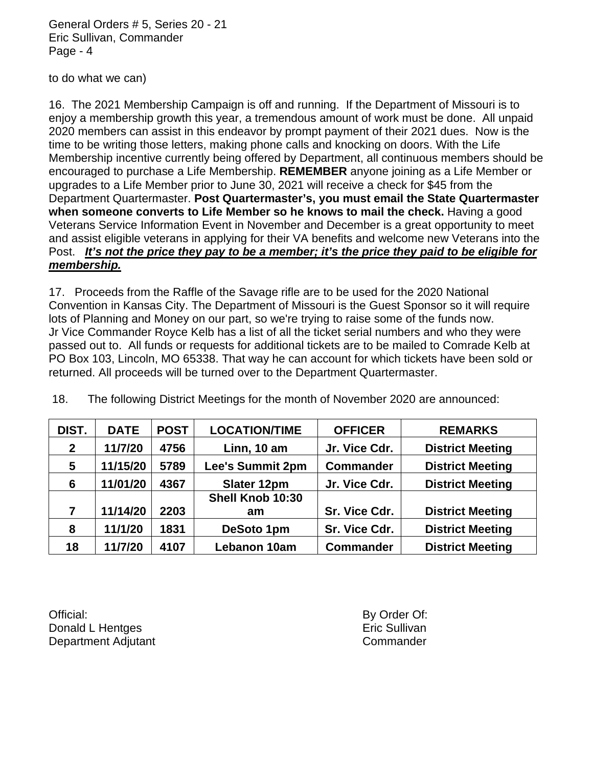to do what we can)

16. The 2021 Membership Campaign is off and running. If the Department of Missouri is to enjoy a membership growth this year, a tremendous amount of work must be done. All unpaid 2020 members can assist in this endeavor by prompt payment of their 2021 dues. Now is the time to be writing those letters, making phone calls and knocking on doors. With the Life Membership incentive currently being offered by Department, all continuous members should be encouraged to purchase a Life Membership. **REMEMBER** anyone joining as a Life Member or upgrades to a Life Member prior to June 30, 2021 will receive a check for $45 from the Department Quartermaster. **Post Quartermaster's, you must email the State Quartermaster when someone converts to Life Member so he knows to mail the check.** Having a good Veterans Service Information Event in November and December is a great opportunity to meet and assist eligible veterans in applying for their VA benefits and welcome new Veterans into the Post. ***It's not the price they pay to be a member; it's the price they paid to be eligible for membership.***

17. Proceeds from the Raffle of the Savage rifle are to be used for the 2020 National Convention in Kansas City. The Department of Missouri is the Guest Sponsor so it will require lots of Planning and Money on our part, so we're trying to raise some of the funds now. Jr Vice Commander Royce Kelb has a list of all the ticket serial numbers and who they were passed out to. All funds or requests for additional tickets are to be mailed to Comrade Kelb at PO Box 103, Lincoln, MO 65338. That way he can account for which tickets have been sold or returned. All proceeds will be turned over to the Department Quartermaster.

18. The following District Meetings for the month of November 2020 are announced:

| DIST. | DATE | POST | LOCATION/TIME | OFFICER | REMARKS |
|---|---|---|---|---|---|
| 2 | 11/7/20 | 4756 | Linn, 10 am | Jr. Vice Cdr. | District Meeting |
| 5 | 11/15/20 | 5789 | Lee's Summit 2pm | Commander | District Meeting |
| 6 | 11/01/20 | 4367 | Slater 12pm | Jr. Vice Cdr. | District Meeting |
| 7 | 11/14/20 | 2203 | Shell Knob 10:30 am | Sr. Vice Cdr. | District Meeting |
| 8 | 11/1/20 | 1831 | DeSoto 1pm | Sr. Vice Cdr. | District Meeting |
| 18 | 11/7/20 | 4107 | Lebanon 10am | Commander | District Meeting |

Official:
Donald L Hentges
Department Adjutant

By Order Of:
Eric Sullivan
Commander